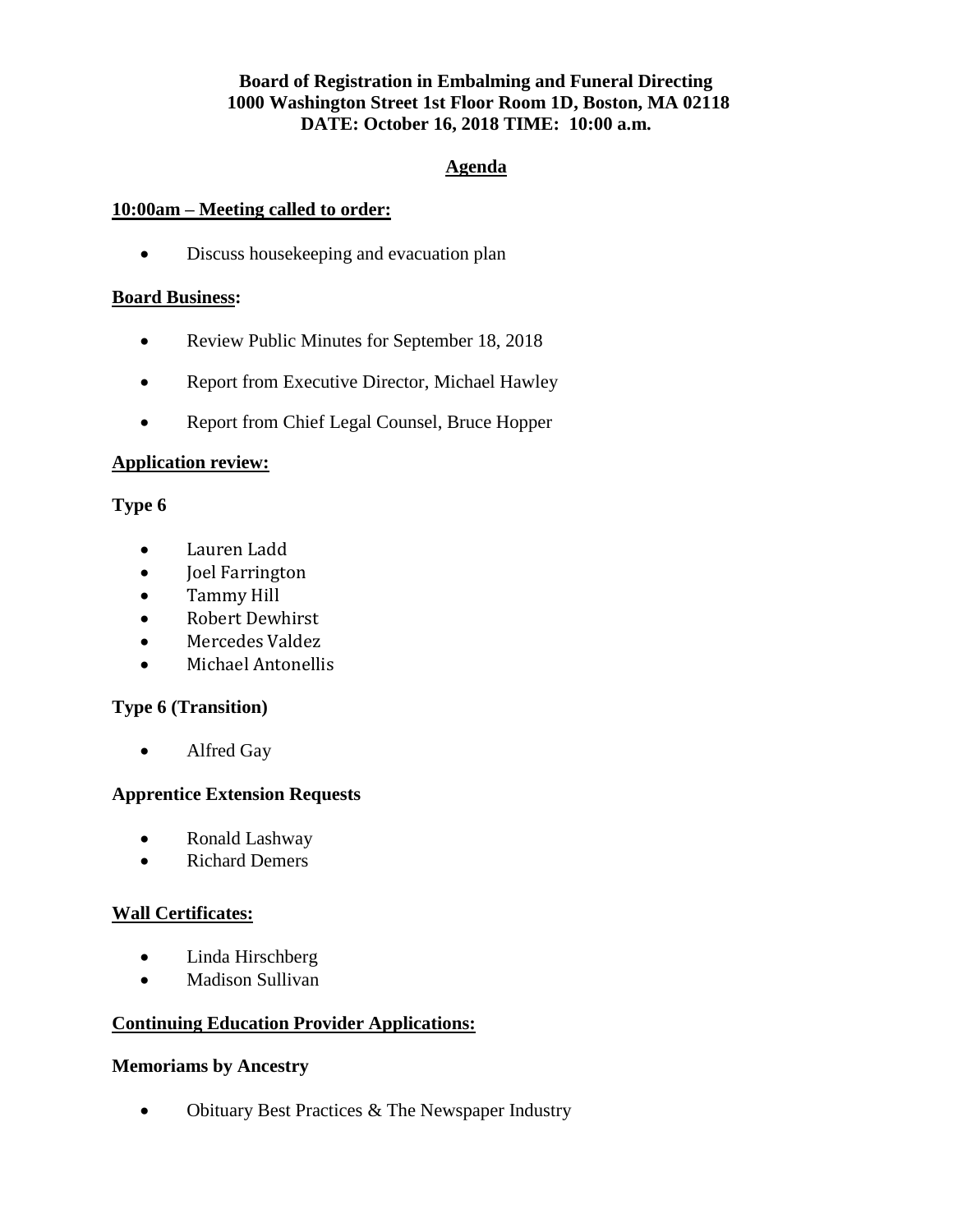**Board of Registration in Embalming and Funeral Directing**
**1000 Washington Street 1st Floor Room 1D, Boston, MA 02118**
**DATE: October 16, 2018 TIME: 10:00 a.m.**

## Agenda

### 10:00am – Meeting called to order:

- Discuss housekeeping and evacuation plan

### Board Business:

- Review Public Minutes for September 18, 2018
- Report from Executive Director, Michael Hawley
- Report from Chief Legal Counsel, Bruce Hopper

### Application review:

#### Type 6

- Lauren Ladd
- Joel Farrington
- Tammy Hill
- Robert Dewhirst
- Mercedes Valdez
- Michael Antonellis

#### Type 6 (Transition)

- Alfred Gay

#### Apprentice Extension Requests

- Ronald Lashway
- Richard Demers

### Wall Certificates:

- Linda Hirschberg
- Madison Sullivan

### Continuing Education Provider Applications:

#### Memoriams by Ancestry

- Obituary Best Practices & The Newspaper Industry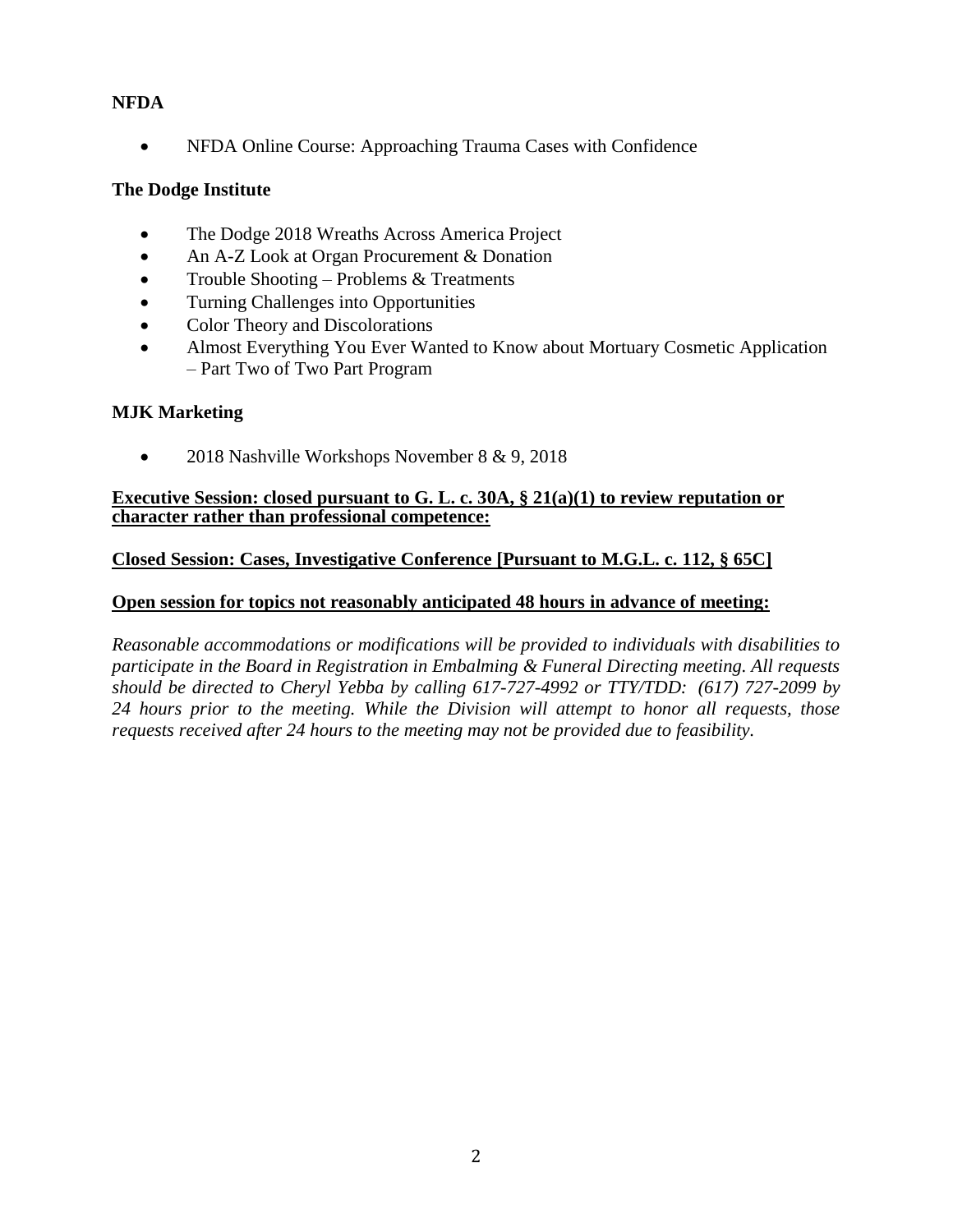**NFDA**

- NFDA Online Course: Approaching Trauma Cases with Confidence

**The Dodge Institute**

- The Dodge 2018 Wreaths Across America Project
- An A-Z Look at Organ Procurement & Donation
- Trouble Shooting – Problems & Treatments
- Turning Challenges into Opportunities
- Color Theory and Discolorations
- Almost Everything You Ever Wanted to Know about Mortuary Cosmetic Application – Part Two of Two Part Program

**MJK Marketing**

- 2018 Nashville Workshops November 8 & 9, 2018

**Executive Session: closed pursuant to G. L. c. 30A, § 21(a)(1) to review reputation or character rather than professional competence:**

**Closed Session: Cases, Investigative Conference [Pursuant to M.G.L. c. 112, § 65C]**

**Open session for topics not reasonably anticipated 48 hours in advance of meeting:**

*Reasonable accommodations or modifications will be provided to individuals with disabilities to participate in the Board in Registration in Embalming & Funeral Directing meeting. All requests should be directed to Cheryl Yebba by calling 617-727-4992 or TTY/TDD: (617) 727-2099 by 24 hours prior to the meeting. While the Division will attempt to honor all requests, those requests received after 24 hours to the meeting may not be provided due to feasibility.*